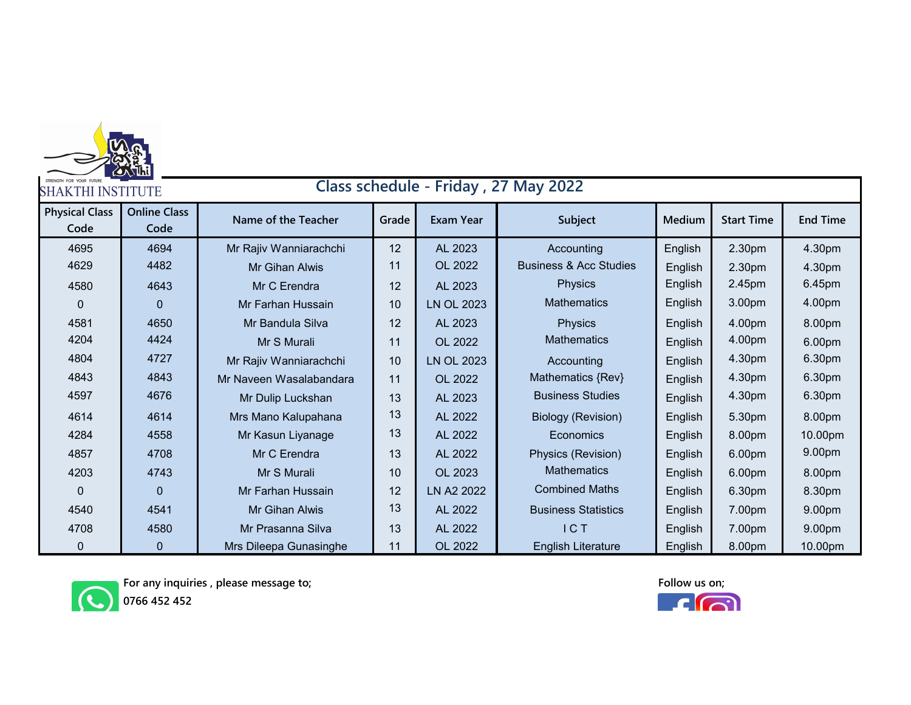SHAKTHI INSTITUTE

STRENGTH FOR YOUR FUTURE

# Class schedule - Friday , 27 May 2022

| Physical Class Code | Online Class Code | Name of the Teacher | Grade | Exam Year | Subject | Medium | Start Time | End Time |
|---|---|---|---|---|---|---|---|---|
| 4695 | 4694 | Mr Rajiv Wanniarachchi | 12 | AL 2023 | Accounting | English | 2.30pm | 4.30pm |
| 4629 | 4482 | Mr Gihan Alwis | 11 | OL 2022 | Business & Acc Studies | English | 2.30pm | 4.30pm |
| 4580 | 4643 | Mr C Erendra | 12 | AL 2023 | Physics | English | 2.45pm | 6.45pm |
| 0 | 0 | Mr Farhan Hussain | 10 | LN OL 2023 | Mathematics | English | 3.00pm | 4.00pm |
| 4581 | 4650 | Mr Bandula Silva | 12 | AL 2023 | Physics | English | 4.00pm | 8.00pm |
| 4204 | 4424 | Mr S Murali | 11 | OL 2022 | Mathematics | English | 4.00pm | 6.00pm |
| 4804 | 4727 | Mr Rajiv Wanniarachchi | 10 | LN OL 2023 | Accounting | English | 4.30pm | 6.30pm |
| 4843 | 4843 | Mr Naveen Wasalabandara | 11 | OL 2022 | Mathematics {Rev} | English | 4.30pm | 6.30pm |
| 4597 | 4676 | Mr Dulip Luckshan | 13 | AL 2023 | Business Studies | English | 4.30pm | 6.30pm |
| 4614 | 4614 | Mrs Mano Kalupahana | 13 | AL 2022 | Biology (Revision) | English | 5.30pm | 8.00pm |
| 4284 | 4558 | Mr Kasun Liyanage | 13 | AL 2022 | Economics | English | 8.00pm | 10.00pm |
| 4857 | 4708 | Mr C Erendra | 13 | AL 2022 | Physics (Revision) | English | 6.00pm | 9.00pm |
| 4203 | 4743 | Mr S Murali | 10 | OL 2023 | Mathematics | English | 6.00pm | 8.00pm |
| 0 | 0 | Mr Farhan Hussain | 12 | LN A2 2022 | Combined Maths | English | 6.30pm | 8.30pm |
| 4540 | 4541 | Mr Gihan Alwis | 13 | AL 2022 | Business Statistics | English | 7.00pm | 9.00pm |
| 4708 | 4580 | Mr Prasanna Silva | 13 | AL 2022 | I C T | English | 7.00pm | 9.00pm |
| 0 | 0 | Mrs Dileepa Gunasinghe | 11 | OL 2022 | English Literature | English | 8.00pm | 10.00pm |

**For any inquiries , please message to;**
**0766 452 452**

**Follow us on;**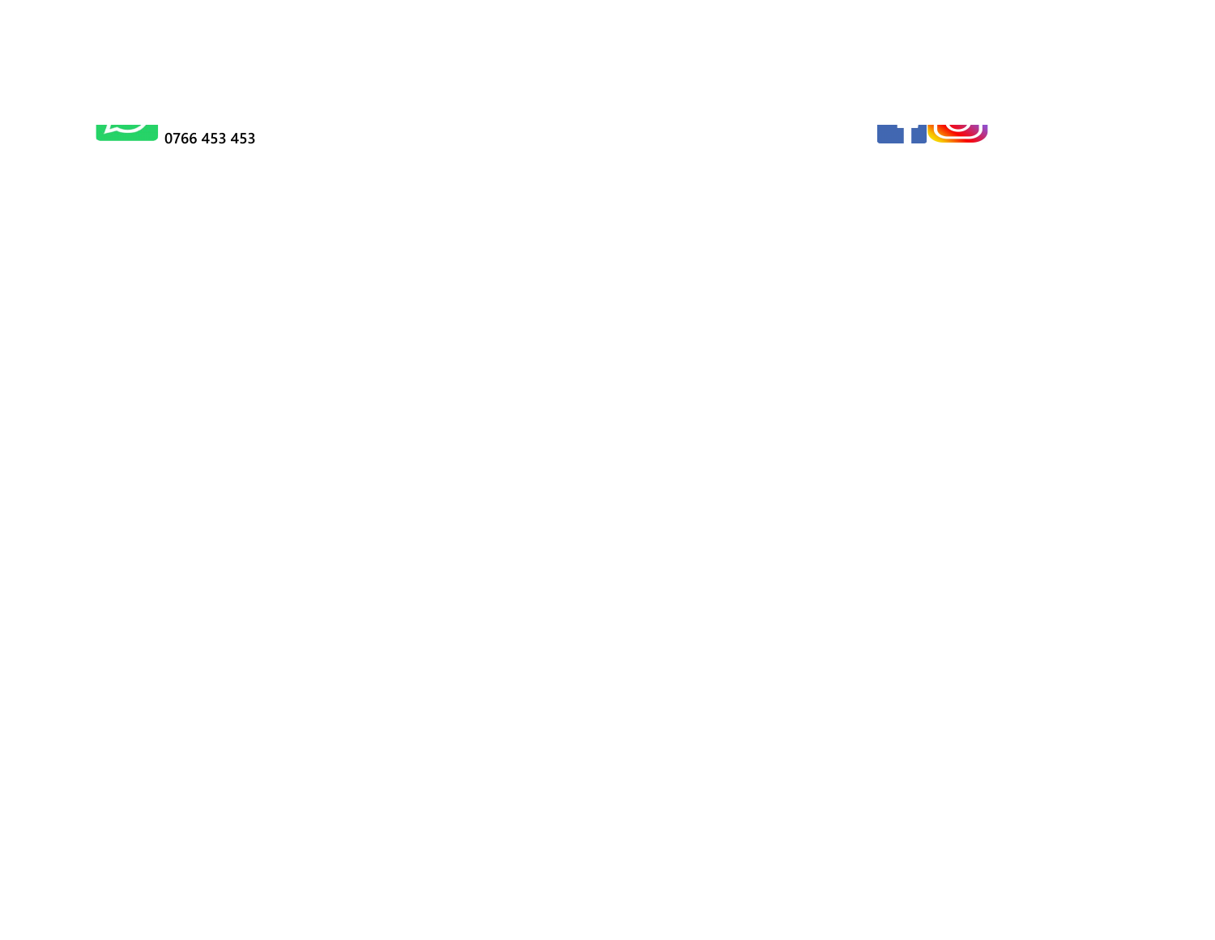0766 453 453